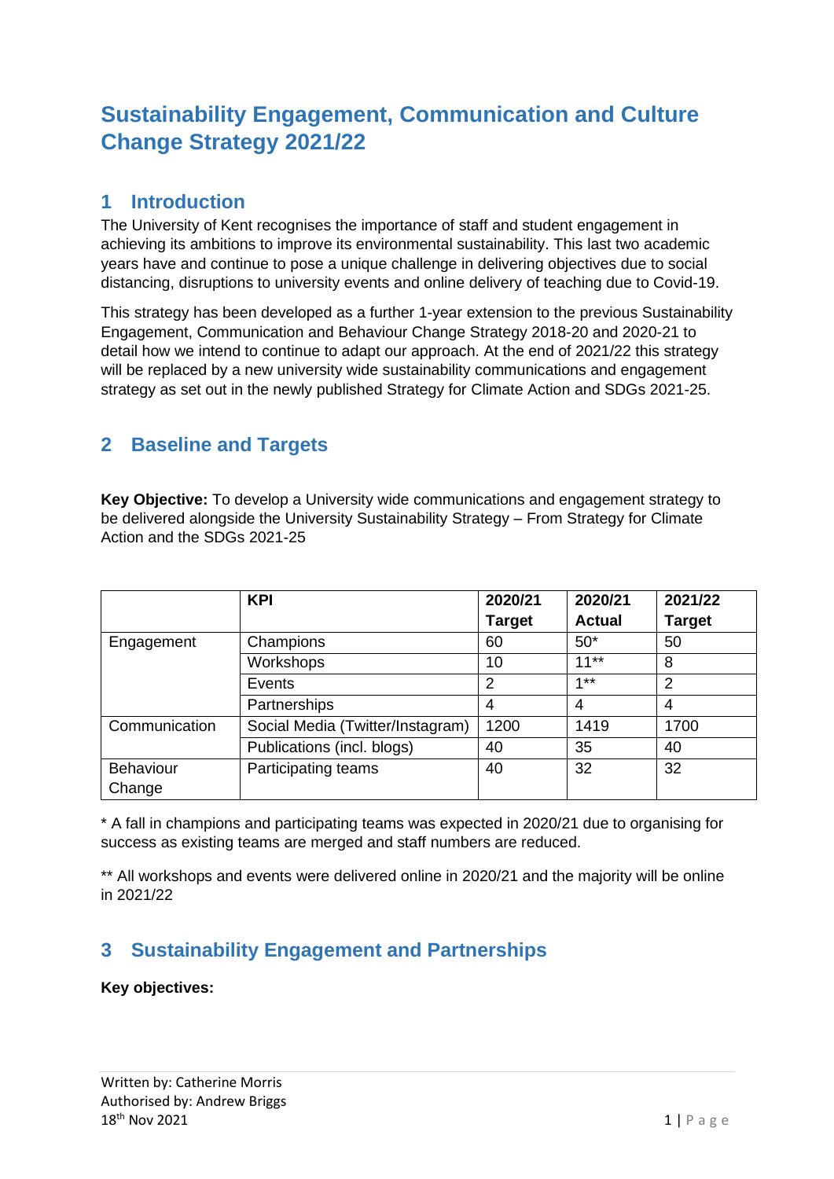# Sustainability Engagement, Communication and Culture Change Strategy 2021/22

## 1 Introduction

The University of Kent recognises the importance of staff and student engagement in achieving its ambitions to improve its environmental sustainability. This last two academic years have and continue to pose a unique challenge in delivering objectives due to social distancing, disruptions to university events and online delivery of teaching due to Covid-19.

This strategy has been developed as a further 1-year extension to the previous Sustainability Engagement, Communication and Behaviour Change Strategy 2018-20 and 2020-21 to detail how we intend to continue to adapt our approach. At the end of 2021/22 this strategy will be replaced by a new university wide sustainability communications and engagement strategy as set out in the newly published Strategy for Climate Action and SDGs 2021-25.

## 2 Baseline and Targets

**Key Objective:** To develop a University wide communications and engagement strategy to be delivered alongside the University Sustainability Strategy – From Strategy for Climate Action and the SDGs 2021-25

| | KPI | 2020/21 Target | 2020/21 Actual | 2021/22 Target |
|---|---|---|---|---|
| Engagement | Champions | 60 | 50* | 50 |
| | Workshops | 10 | 11** | 8 |
| | Events | 2 | 1** | 2 |
| | Partnerships | 4 | 4 | 4 |
| Communication | Social Media (Twitter/Instagram) | 1200 | 1419 | 1700 |
| | Publications (incl. blogs) | 40 | 35 | 40 |
| Behaviour Change | Participating teams | 40 | 32 | 32 |

* A fall in champions and participating teams was expected in 2020/21 due to organising for success as existing teams are merged and staff numbers are reduced.

** All workshops and events were delivered online in 2020/21 and the majority will be online in 2021/22

## 3 Sustainability Engagement and Partnerships

**Key objectives:**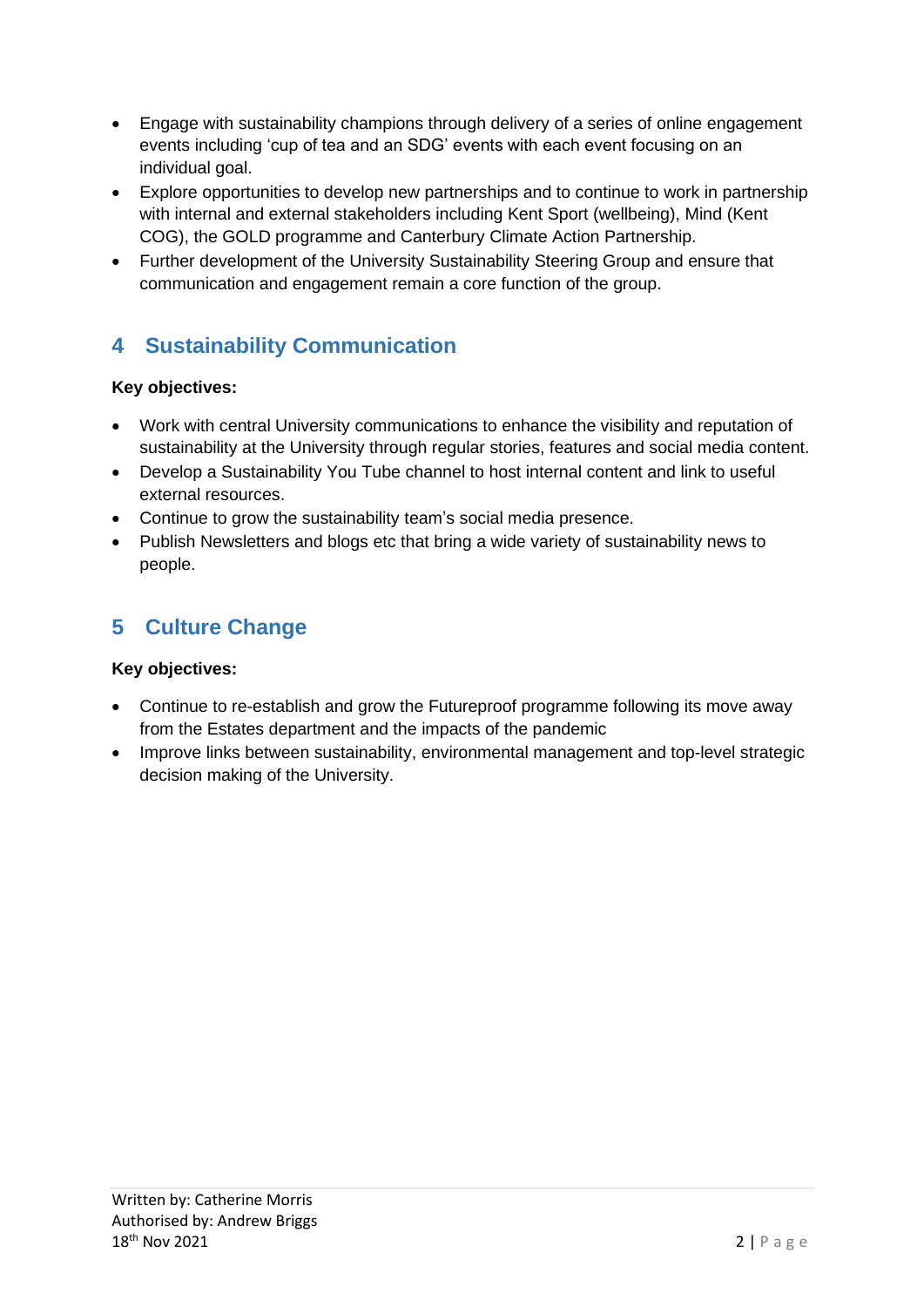- Engage with sustainability champions through delivery of a series of online engagement events including 'cup of tea and an SDG' events with each event focusing on an individual goal.
- Explore opportunities to develop new partnerships and to continue to work in partnership with internal and external stakeholders including Kent Sport (wellbeing), Mind (Kent COG), the GOLD programme and Canterbury Climate Action Partnership.
- Further development of the University Sustainability Steering Group and ensure that communication and engagement remain a core function of the group.

## 4 Sustainability Communication

**Key objectives:**

- Work with central University communications to enhance the visibility and reputation of sustainability at the University through regular stories, features and social media content.
- Develop a Sustainability You Tube channel to host internal content and link to useful external resources.
- Continue to grow the sustainability team's social media presence.
- Publish Newsletters and blogs etc that bring a wide variety of sustainability news to people.

## 5 Culture Change

**Key objectives:**

- Continue to re-establish and grow the Futureproof programme following its move away from the Estates department and the impacts of the pandemic
- Improve links between sustainability, environmental management and top-level strategic decision making of the University.

Written by: Catherine Morris
Authorised by: Andrew Briggs
18th Nov 2021